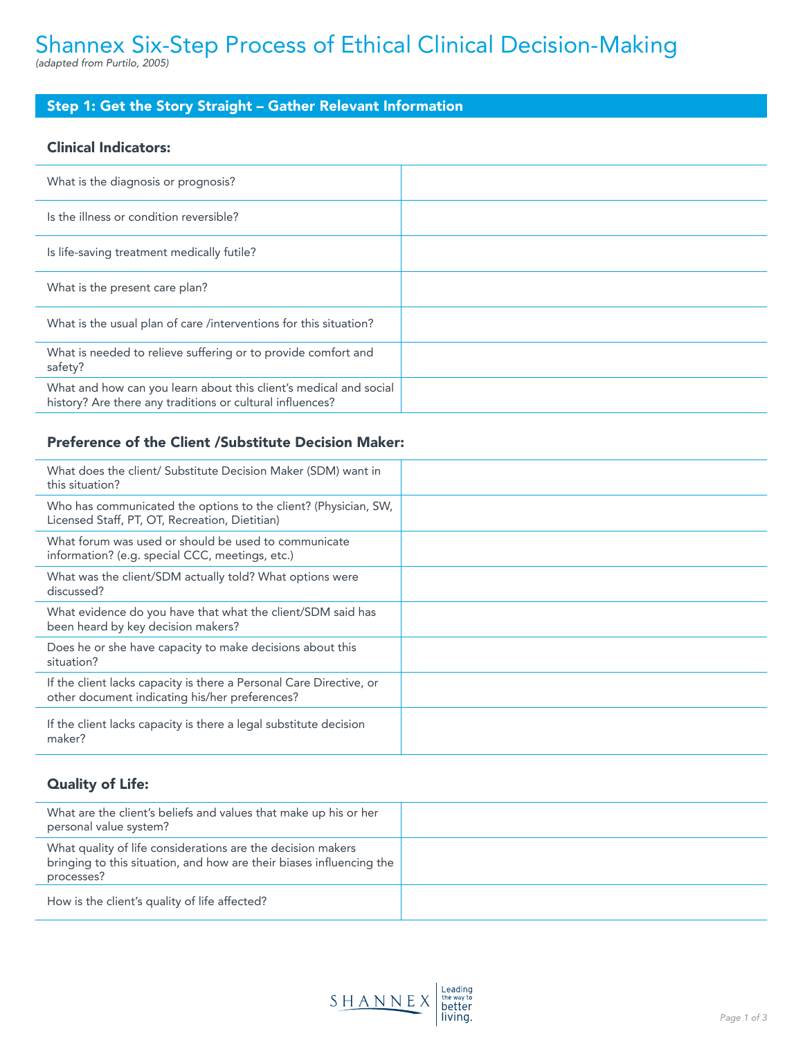# Shannex Six-Step Process of Ethical Clinical Decision-Making

*(adapted from Purtilo, 2005)*

## Step 1: Get the Story Straight – Gather Relevant Information

### Clinical Indicators:

| | |
|---|---|
| What is the diagnosis or prognosis? | |
| Is the illness or condition reversible? | |
| Is life-saving treatment medically futile? | |
| What is the present care plan? | |
| What is the usual plan of care /interventions for this situation? | |
| What is needed to relieve suffering or to provide comfort and safety? | |
| What and how can you learn about this client's medical and social history? Are there any traditions or cultural influences? | |

### Preference of the Client /Substitute Decision Maker:

| | |
|---|---|
| What does the client/ Substitute Decision Maker (SDM) want in this situation? | |
| Who has communicated the options to the client? (Physician, SW, Licensed Staff, PT, OT, Recreation, Dietitian) | |
| What forum was used or should be used to communicate information? (e.g. special CCC, meetings, etc.) | |
| What was the client/SDM actually told? What options were discussed? | |
| What evidence do you have that what the client/SDM said has been heard by key decision makers? | |
| Does he or she have capacity to make decisions about this situation? | |
| If the client lacks capacity is there a Personal Care Directive, or other document indicating his/her preferences? | |
| If the client lacks capacity is there a legal substitute decision maker? | |

### Quality of Life:

| | |
|---|---|
| What are the client's beliefs and values that make up his or her personal value system? | |
| What quality of life considerations are the decision makers bringing to this situation, and how are their biases influencing the processes? | |
| How is the client's quality of life affected? | |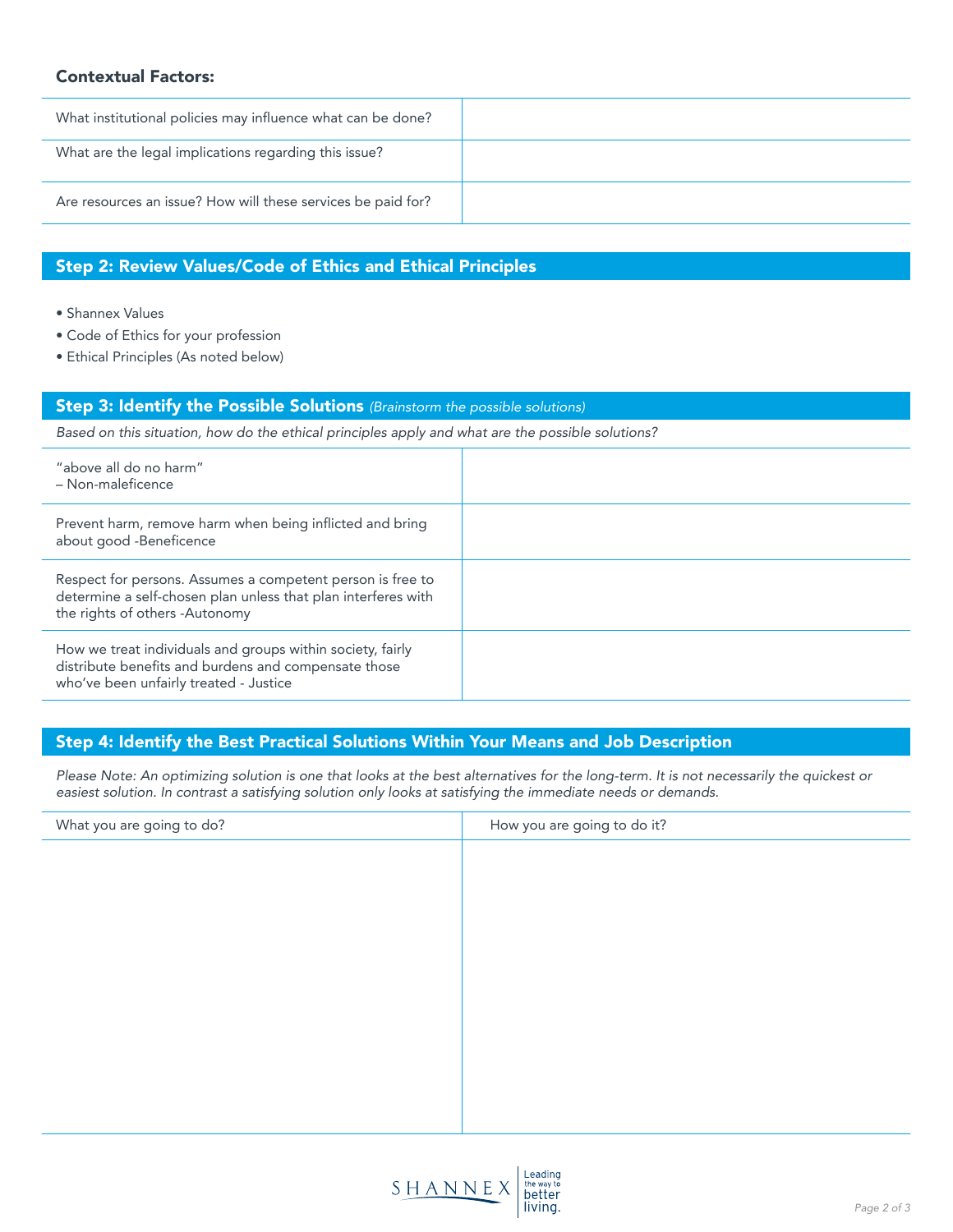### Contextual Factors:

| | |
|---|---|
| What institutional policies may influence what can be done? | |
| What are the legal implications regarding this issue? | |
| Are resources an issue? How will these services be paid for? | |

## Step 2: Review Values/Code of Ethics and Ethical Principles

- Shannex Values
- Code of Ethics for your profession
- Ethical Principles (As noted below)

## Step 3: Identify the Possible Solutions *(Brainstorm the possible solutions)*

*Based on this situation, how do the ethical principles apply and what are the possible solutions?*

| | |
|---|---|
| "above all do no harm" – Non-maleficence | |
| Prevent harm, remove harm when being inflicted and bring about good -Beneficence | |
| Respect for persons. Assumes a competent person is free to determine a self-chosen plan unless that plan interferes with the rights of others -Autonomy | |
| How we treat individuals and groups within society, fairly distribute benefits and burdens and compensate those who've been unfairly treated - Justice | |

## Step 4: Identify the Best Practical Solutions Within Your Means and Job Description

*Please Note: An optimizing solution is one that looks at the best alternatives for the long-term. It is not necessarily the quickest or easiest solution. In contrast a satisfying solution only looks at satisfying the immediate needs or demands.*

| What you are going to do? | How you are going to do it? |
|---|---|
| | |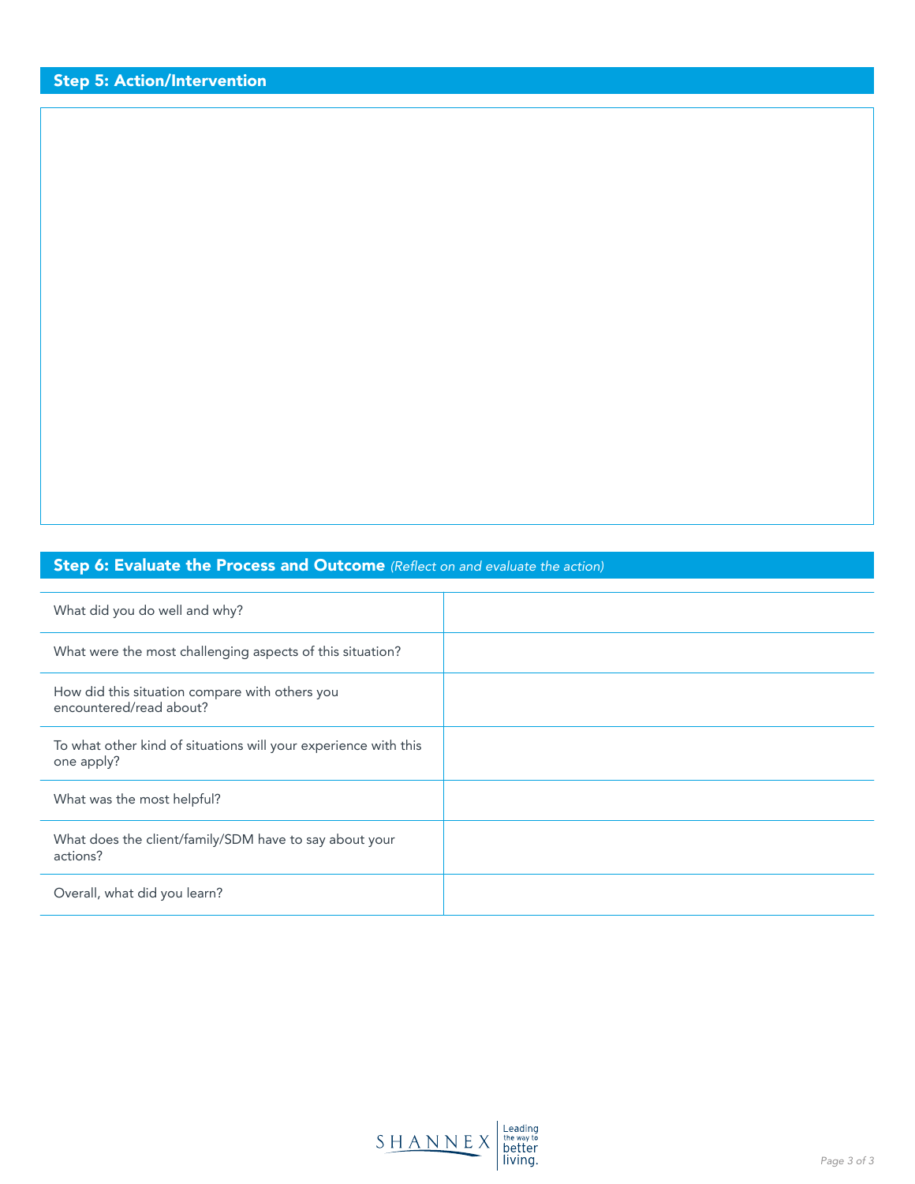## Step 5: Action/Intervention

## Step 6: Evaluate the Process and Outcome *(Reflect on and evaluate the action)*

| | |
|---|---|
| What did you do well and why? | |
| What were the most challenging aspects of this situation? | |
| How did this situation compare with others you encountered/read about? | |
| To what other kind of situations will your experience with this one apply? | |
| What was the most helpful? | |
| What does the client/family/SDM have to say about your actions? | |
| Overall, what did you learn? | |

SHANNEX Leading the way to better living.